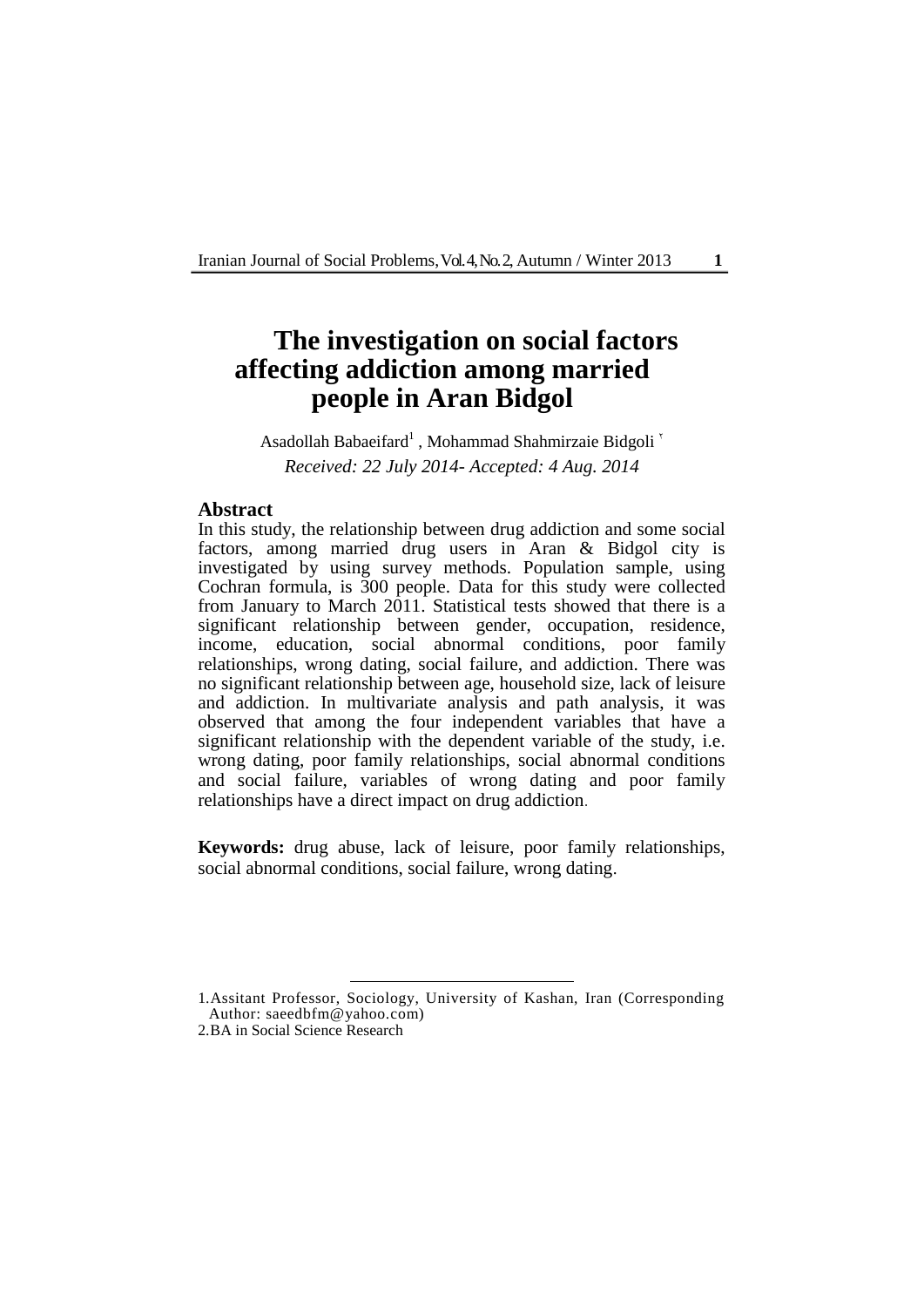# The investigation on social factors affecting addiction among married people in Aran Bidgol

Asadollah Babaeifard[1] , Mohammad Shahmirzaie Bidgoli [2]

*Received: 22 July 2014- Accepted: 4 Aug. 2014*

## Abstract

In this study, the relationship between drug addiction and some social factors, among married drug users in Aran & Bidgol city is investigated by using survey methods. Population sample, using Cochran formula, is 300 people. Data for this study were collected from January to March 2011. Statistical tests showed that there is a significant relationship between gender, occupation, residence, income, education, social abnormal conditions, poor family relationships, wrong dating, social failure, and addiction. There was no significant relationship between age, household size, lack of leisure and addiction. In multivariate analysis and path analysis, it was observed that among the four independent variables that have a significant relationship with the dependent variable of the study, i.e. wrong dating, poor family relationships, social abnormal conditions and social failure, variables of wrong dating and poor family relationships have a direct impact on drug addiction.

**Keywords:** drug abuse, lack of leisure, poor family relationships, social abnormal conditions, social failure, wrong dating.

---

1.Assitant Professor, Sociology, University of Kashan, Iran (Corresponding Author: saeedbfm@yahoo.com)

2.BA in Social Science Research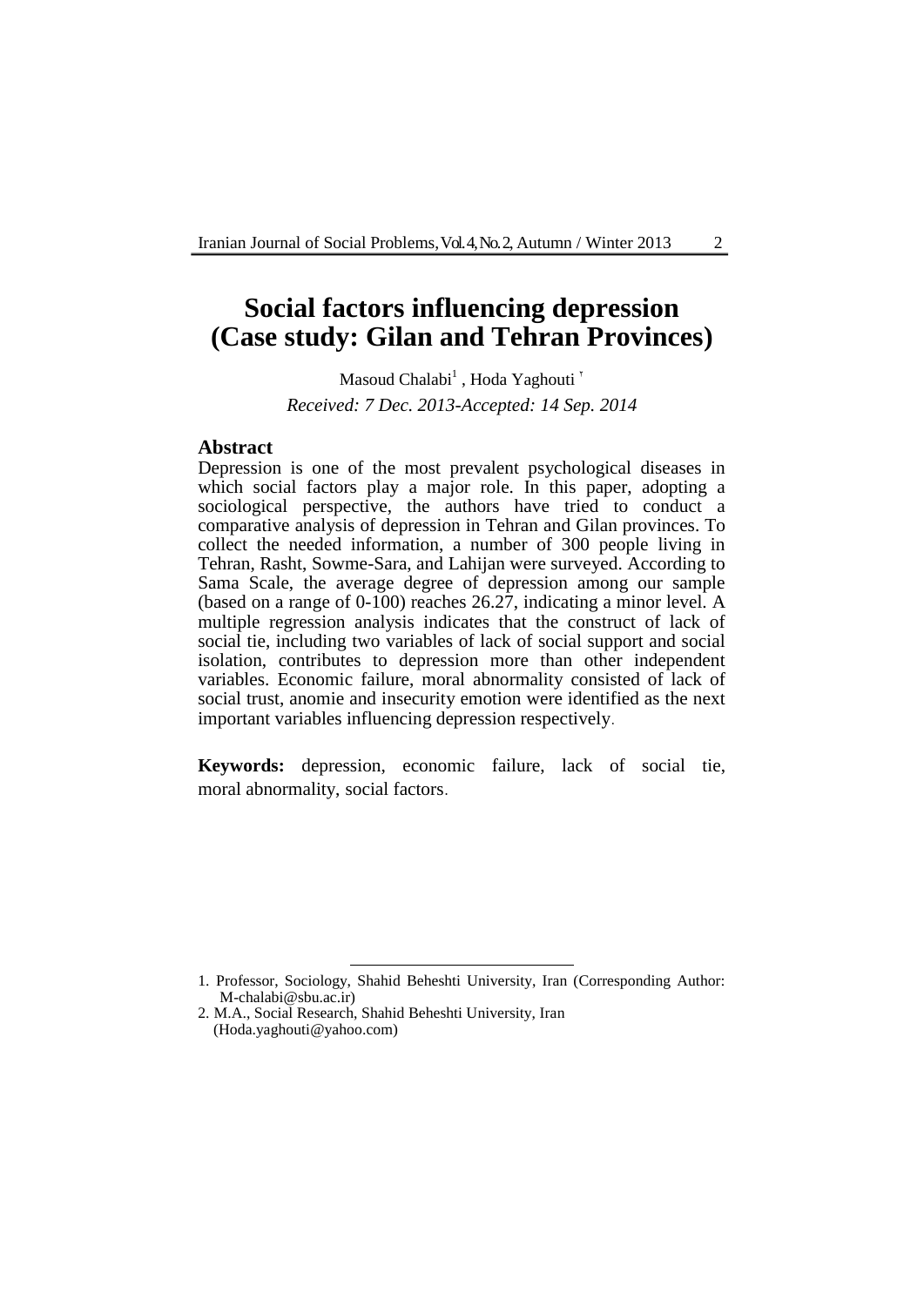# Social factors influencing depression (Case study: Gilan and Tehran Provinces)

Masoud Chalabi[1] , Hoda Yaghouti [2]

*Received: 7 Dec. 2013-Accepted: 14 Sep. 2014*

## Abstract

Depression is one of the most prevalent psychological diseases in which social factors play a major role. In this paper, adopting a sociological perspective, the authors have tried to conduct a comparative analysis of depression in Tehran and Gilan provinces. To collect the needed information, a number of 300 people living in Tehran, Rasht, Sowme-Sara, and Lahijan were surveyed. According to Sama Scale, the average degree of depression among our sample (based on a range of 0-100) reaches 26.27, indicating a minor level. A multiple regression analysis indicates that the construct of lack of social tie, including two variables of lack of social support and social isolation, contributes to depression more than other independent variables. Economic failure, moral abnormality consisted of lack of social trust, anomie and insecurity emotion were identified as the next important variables influencing depression respectively.

**Keywords:** depression, economic failure, lack of social tie, moral abnormality, social factors.

---

1. Professor, Sociology, Shahid Beheshti University, Iran (Corresponding Author: M-chalabi@sbu.ac.ir)
2. M.A., Social Research, Shahid Beheshti University, Iran (Hoda.yaghouti@yahoo.com)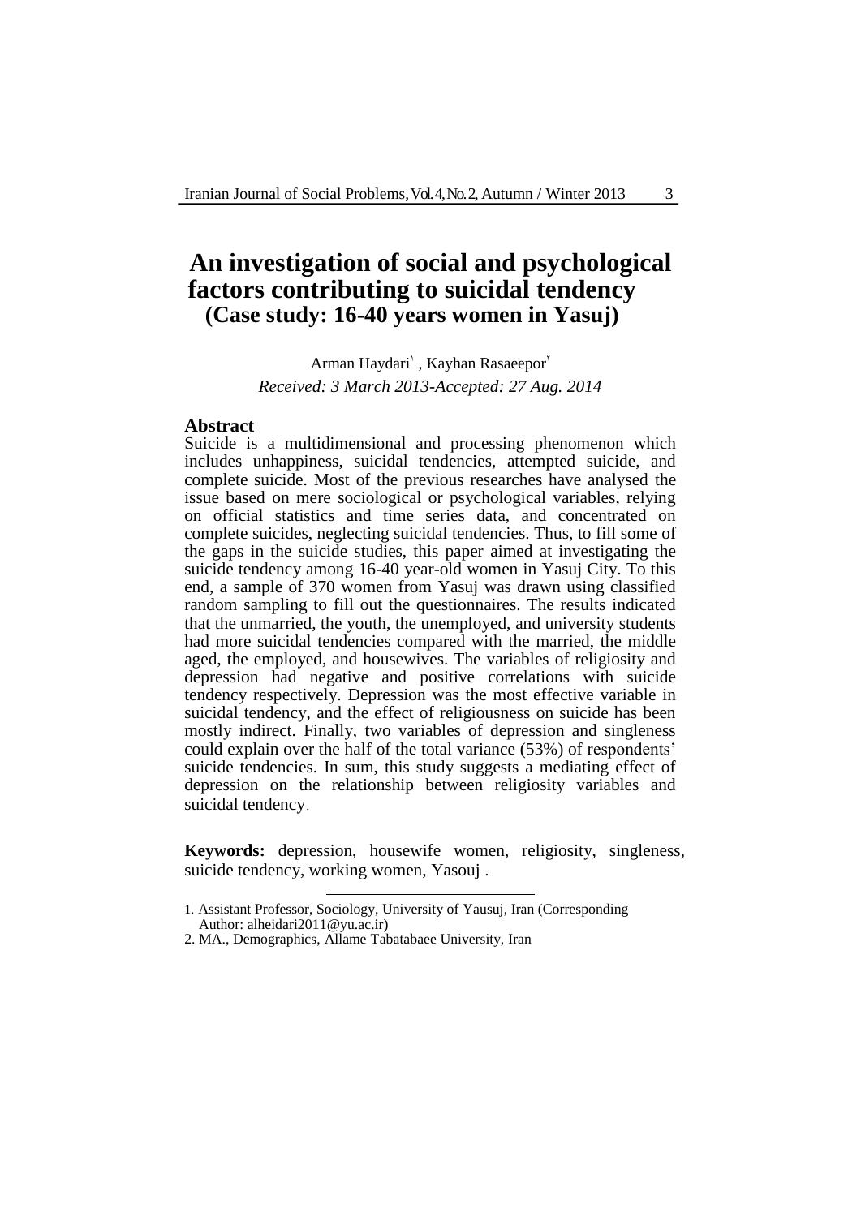# An investigation of social and psychological factors contributing to suicidal tendency (Case study: 16-40 years women in Yasuj)

Arman Haydari[1] , Kayhan Rasaeepor[2]

*Received: 3 March 2013-Accepted: 27 Aug. 2014*

## Abstract

Suicide is a multidimensional and processing phenomenon which includes unhappiness, suicidal tendencies, attempted suicide, and complete suicide. Most of the previous researches have analysed the issue based on mere sociological or psychological variables, relying on official statistics and time series data, and concentrated on complete suicides, neglecting suicidal tendencies. Thus, to fill some of the gaps in the suicide studies, this paper aimed at investigating the suicide tendency among 16-40 year-old women in Yasuj City. To this end, a sample of 370 women from Yasuj was drawn using classified random sampling to fill out the questionnaires. The results indicated that the unmarried, the youth, the unemployed, and university students had more suicidal tendencies compared with the married, the middle aged, the employed, and housewives. The variables of religiosity and depression had negative and positive correlations with suicide tendency respectively. Depression was the most effective variable in suicidal tendency, and the effect of religiousness on suicide has been mostly indirect. Finally, two variables of depression and singleness could explain over the half of the total variance (53%) of respondents' suicide tendencies. In sum, this study suggests a mediating effect of depression on the relationship between religiosity variables and suicidal tendency.

**Keywords:** depression, housewife women, religiosity, singleness, suicide tendency, working women, Yasouj .

---

1. Assistant Professor, Sociology, University of Yausuj, Iran (Corresponding Author: alheidari2011@yu.ac.ir)
2. MA., Demographics, Allame Tabatabaee University, Iran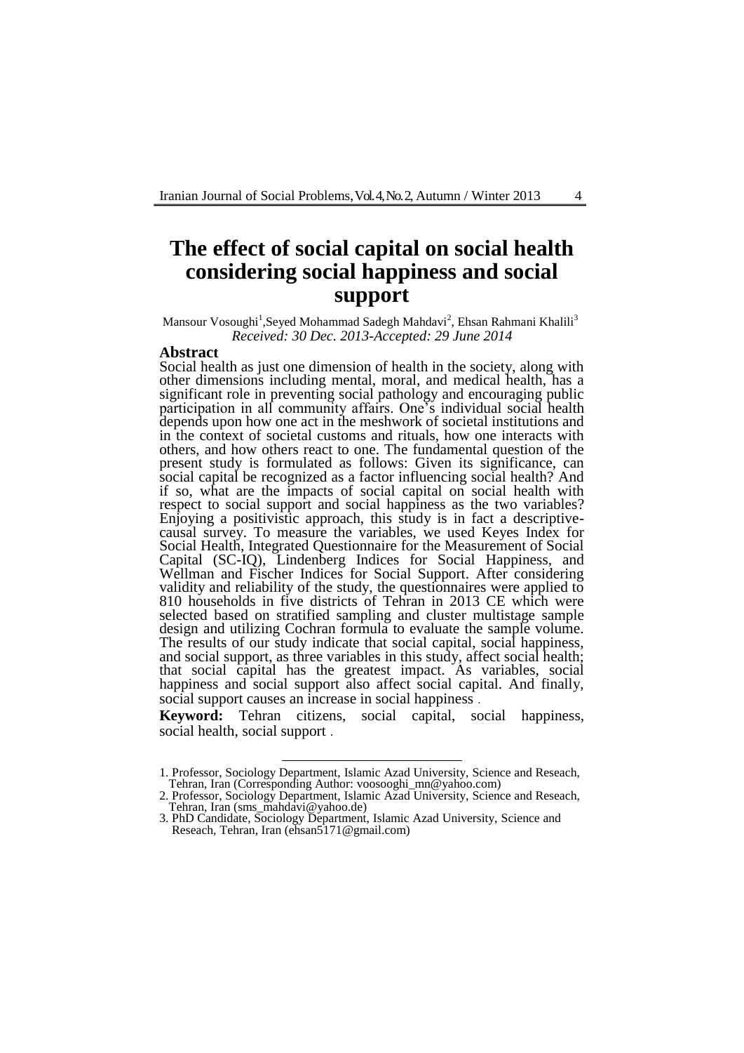# The effect of social capital on social health considering social happiness and social support

Mansour Vosoughi[1], Seyed Mohammad Sadegh Mahdavi[2], Ehsan Rahmani Khalili[3]

*Received: 30 Dec. 2013-Accepted: 29 June 2014*

## Abstract

Social health as just one dimension of health in the society, along with other dimensions including mental, moral, and medical health, has a significant role in preventing social pathology and encouraging public participation in all community affairs. One's individual social health depends upon how one act in the meshwork of societal institutions and in the context of societal customs and rituals, how one interacts with others, and how others react to one. The fundamental question of the present study is formulated as follows: Given its significance, can social capital be recognized as a factor influencing social health? And if so, what are the impacts of social capital on social health with respect to social support and social happiness as the two variables? Enjoying a positivistic approach, this study is in fact a descriptive-causal survey. To measure the variables, we used Keyes Index for Social Health, Integrated Questionnaire for the Measurement of Social Capital (SC-IQ), Lindenberg Indices for Social Happiness, and Wellman and Fischer Indices for Social Support. After considering validity and reliability of the study, the questionnaires were applied to 810 households in five districts of Tehran in 2013 CE which were selected based on stratified sampling and cluster multistage sample design and utilizing Cochran formula to evaluate the sample volume. The results of our study indicate that social capital, social happiness, and social support, as three variables in this study, affect social health; that social capital has the greatest impact. As variables, social happiness and social support also affect social capital. And finally, social support causes an increase in social happiness .

**Keyword:** Tehran citizens, social capital, social happiness, social health, social support .

---

1. Professor, Sociology Department, Islamic Azad University, Science and Reseach, Tehran, Iran (Corresponding Author: voosooghi_mn@yahoo.com)
2. Professor, Sociology Department, Islamic Azad University, Science and Reseach, Tehran, Iran (sms_mahdavi@yahoo.de)
3. PhD Candidate, Sociology Department, Islamic Azad University, Science and Reseach, Tehran, Iran (ehsan5171@gmail.com)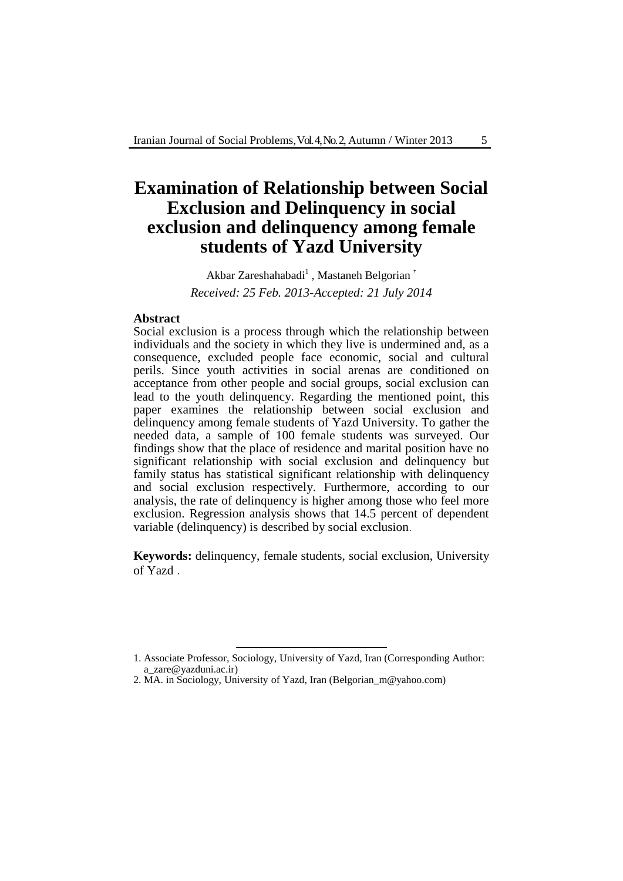# Examination of Relationship between Social Exclusion and Delinquency in social exclusion and delinquency among female students of Yazd University

Akbar Zareshahabadi[1] , Mastaneh Belgorian [2]

*Received: 25 Feb. 2013-Accepted: 21 July 2014*

**Abstract**

Social exclusion is a process through which the relationship between individuals and the society in which they live is undermined and, as a consequence, excluded people face economic, social and cultural perils. Since youth activities in social arenas are conditioned on acceptance from other people and social groups, social exclusion can lead to the youth delinquency. Regarding the mentioned point, this paper examines the relationship between social exclusion and delinquency among female students of Yazd University. To gather the needed data, a sample of 100 female students was surveyed. Our findings show that the place of residence and marital position have no significant relationship with social exclusion and delinquency but family status has statistical significant relationship with delinquency and social exclusion respectively. Furthermore, according to our analysis, the rate of delinquency is higher among those who feel more exclusion. Regression analysis shows that 14.5 percent of dependent variable (delinquency) is described by social exclusion.

**Keywords:** delinquency, female students, social exclusion, University of Yazd .

---

1. Associate Professor, Sociology, University of Yazd, Iran (Corresponding Author: a_zare@yazduni.ac.ir)
2. MA. in Sociology, University of Yazd, Iran (Belgorian_m@yahoo.com)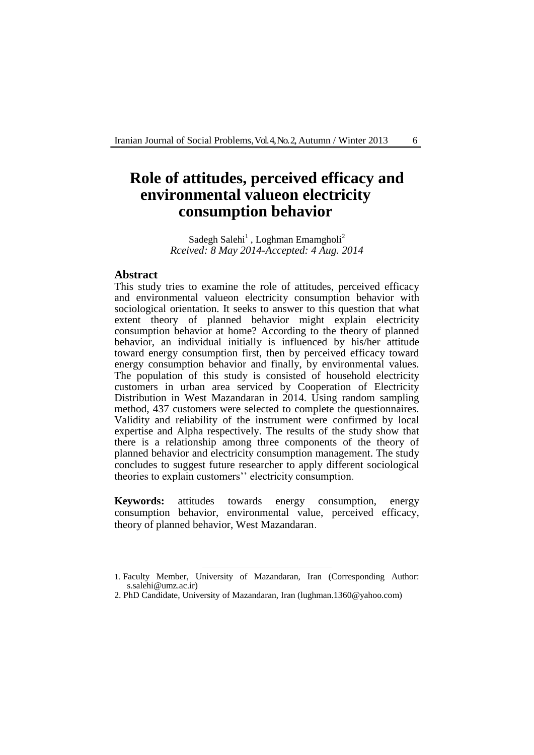# Role of attitudes, perceived efficacy and environmental valueon electricity consumption behavior

Sadegh Salehi[1] , Loghman Emamgholi[2]

*Rceived: 8 May 2014-Accepted: 4 Aug. 2014*

## Abstract

This study tries to examine the role of attitudes, perceived efficacy and environmental valueon electricity consumption behavior with sociological orientation. It seeks to answer to this question that what extent theory of planned behavior might explain electricity consumption behavior at home? According to the theory of planned behavior, an individual initially is influenced by his/her attitude toward energy consumption first, then by perceived efficacy toward energy consumption behavior and finally, by environmental values. The population of this study is consisted of household electricity customers in urban area serviced by Cooperation of Electricity Distribution in West Mazandaran in 2014. Using random sampling method, 437 customers were selected to complete the questionnaires. Validity and reliability of the instrument were confirmed by local expertise and Alpha respectively. The results of the study show that there is a relationship among three components of the theory of planned behavior and electricity consumption management. The study concludes to suggest future researcher to apply different sociological theories to explain customers'' electricity consumption.

**Keywords:** attitudes towards energy consumption, energy consumption behavior, environmental value, perceived efficacy, theory of planned behavior, West Mazandaran.

---

1. Faculty Member, University of Mazandaran, Iran (Corresponding Author: s.salehi@umz.ac.ir)
2. PhD Candidate, University of Mazandaran, Iran (lughman.1360@yahoo.com)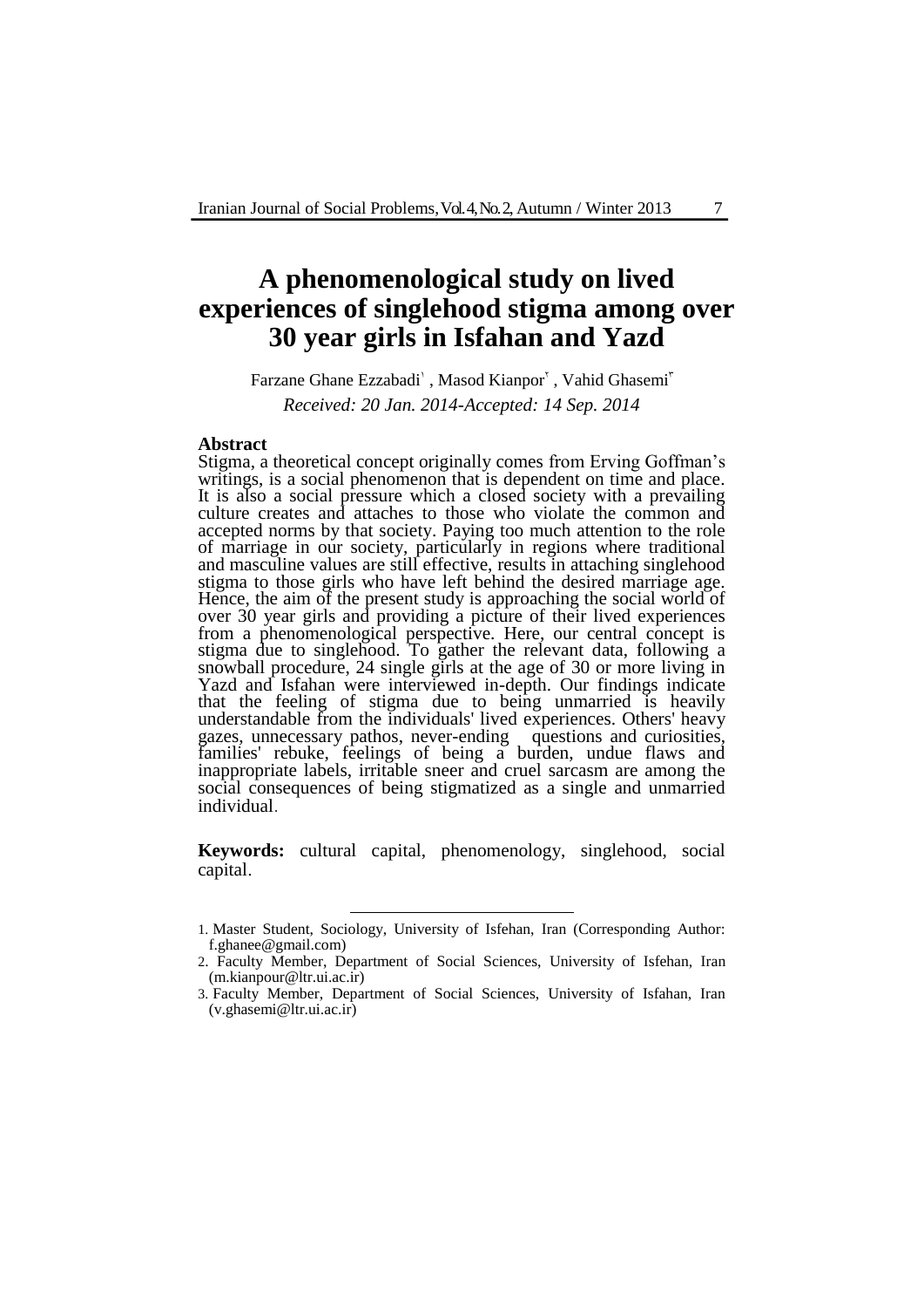# A phenomenological study on lived experiences of singlehood stigma among over 30 year girls in Isfahan and Yazd

Farzane Ghane Ezzabadi[1] , Masod Kianpor[2] , Vahid Ghasemi[3]

*Received: 20 Jan. 2014-Accepted: 14 Sep. 2014*

**Abstract**

Stigma, a theoretical concept originally comes from Erving Goffman's writings, is a social phenomenon that is dependent on time and place. It is also a social pressure which a closed society with a prevailing culture creates and attaches to those who violate the common and accepted norms by that society. Paying too much attention to the role of marriage in our society, particularly in regions where traditional and masculine values are still effective, results in attaching singlehood stigma to those girls who have left behind the desired marriage age. Hence, the aim of the present study is approaching the social world of over 30 year girls and providing a picture of their lived experiences from a phenomenological perspective. Here, our central concept is stigma due to singlehood. To gather the relevant data, following a snowball procedure, 24 single girls at the age of 30 or more living in Yazd and Isfahan were interviewed in-depth. Our findings indicate that the feeling of stigma due to being unmarried is heavily understandable from the individuals' lived experiences. Others' heavy gazes, unnecessary pathos, never-ending questions and curiosities, families' rebuke, feelings of being a burden, undue flaws and inappropriate labels, irritable sneer and cruel sarcasm are among the social consequences of being stigmatized as a single and unmarried individual.

**Keywords:** cultural capital, phenomenology, singlehood, social capital.

---

1. Master Student, Sociology, University of Isfehan, Iran (Corresponding Author: f.ghanee@gmail.com)
2. Faculty Member, Department of Social Sciences, University of Isfehan, Iran (m.kianpour@ltr.ui.ac.ir)
3. Faculty Member, Department of Social Sciences, University of Isfahan, Iran (v.ghasemi@ltr.ui.ac.ir)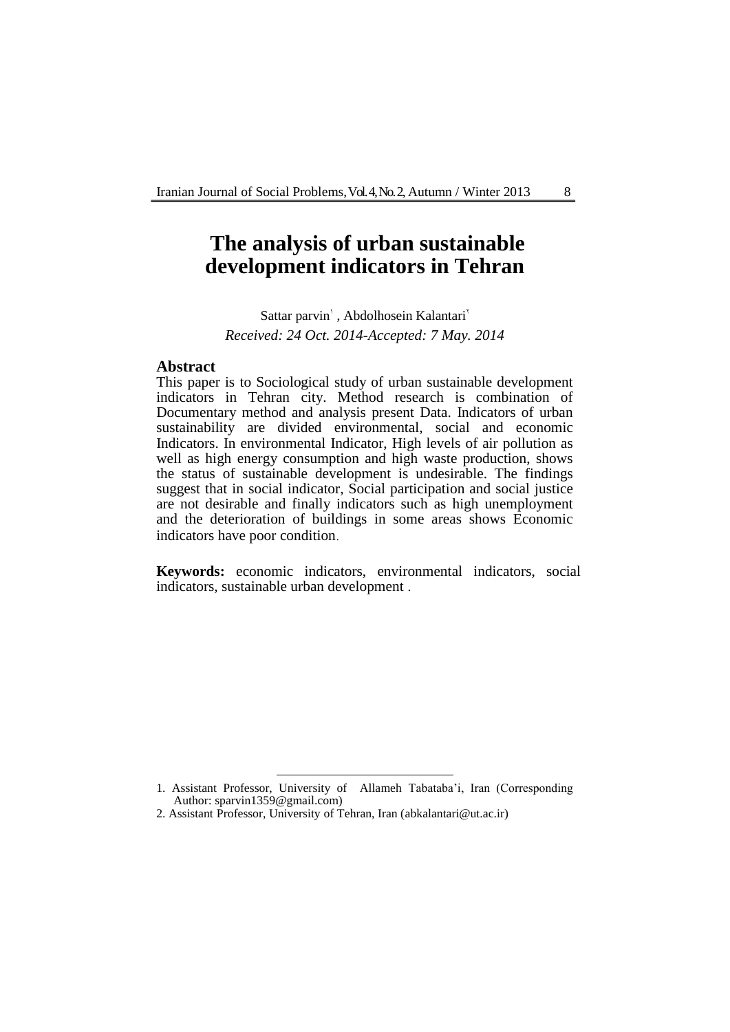# The analysis of urban sustainable development indicators in Tehran

Sattar parvin[1], Abdolhosein Kalantari[2]

*Received: 24 Oct. 2014-Accepted: 7 May. 2014*

## Abstract

This paper is to Sociological study of urban sustainable development indicators in Tehran city. Method research is combination of Documentary method and analysis present Data. Indicators of urban sustainability are divided environmental, social and economic Indicators. In environmental Indicator, High levels of air pollution as well as high energy consumption and high waste production, shows the status of sustainable development is undesirable. The findings suggest that in social indicator, Social participation and social justice are not desirable and finally indicators such as high unemployment and the deterioration of buildings in some areas shows Economic indicators have poor condition.

**Keywords:** economic indicators, environmental indicators, social indicators, sustainable urban development .

1. Assistant Professor, University of Allameh Tabataba'i, Iran (Corresponding Author: sparvin1359@gmail.com)
2. Assistant Professor, University of Tehran, Iran (abkalantari@ut.ac.ir)